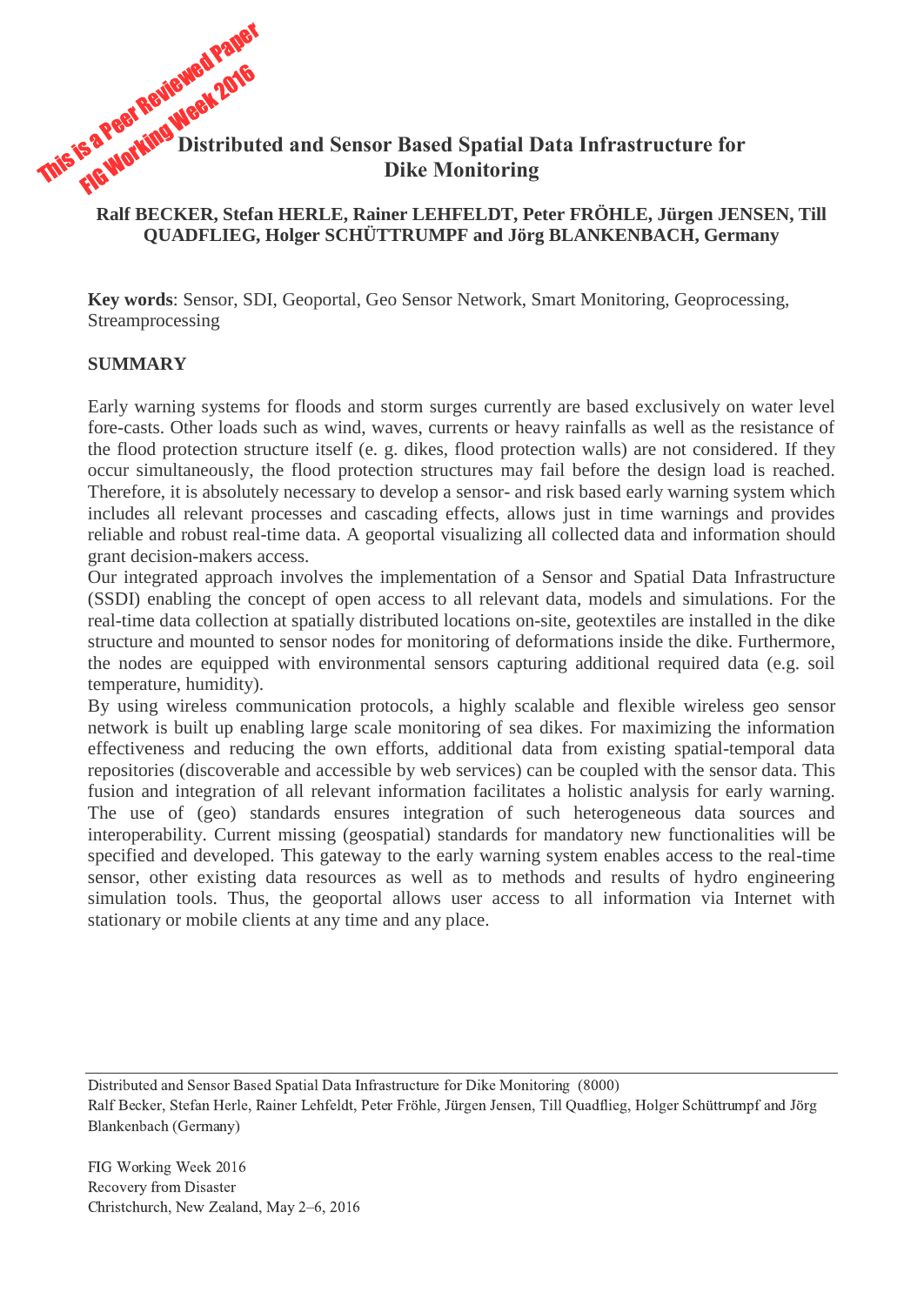# Distributed and Sensor Based Spatial Data Infrastructure for Dike Monitoring

**Ralf BECKER, Stefan HERLE, Rainer LEHFELDT, Peter FRÖHLE, Jürgen JENSEN, Till QUADFLIEG, Holger SCHÜTTRUMPF and Jörg BLANKENBACH, Germany**

**Key words**: Sensor, SDI, Geoportal, Geo Sensor Network, Smart Monitoring, Geoprocessing, Streamprocessing

## SUMMARY

Early warning systems for floods and storm surges currently are based exclusively on water level fore-casts. Other loads such as wind, waves, currents or heavy rainfalls as well as the resistance of the flood protection structure itself (e. g. dikes, flood protection walls) are not considered. If they occur simultaneously, the flood protection structures may fail before the design load is reached. Therefore, it is absolutely necessary to develop a sensor- and risk based early warning system which includes all relevant processes and cascading effects, allows just in time warnings and provides reliable and robust real-time data. A geoportal visualizing all collected data and information should grant decision-makers access.

Our integrated approach involves the implementation of a Sensor and Spatial Data Infrastructure (SSDI) enabling the concept of open access to all relevant data, models and simulations. For the real-time data collection at spatially distributed locations on-site, geotextiles are installed in the dike structure and mounted to sensor nodes for monitoring of deformations inside the dike. Furthermore, the nodes are equipped with environmental sensors capturing additional required data (e.g. soil temperature, humidity).

By using wireless communication protocols, a highly scalable and flexible wireless geo sensor network is built up enabling large scale monitoring of sea dikes. For maximizing the information effectiveness and reducing the own efforts, additional data from existing spatial-temporal data repositories (discoverable and accessible by web services) can be coupled with the sensor data. This fusion and integration of all relevant information facilitates a holistic analysis for early warning. The use of (geo) standards ensures integration of such heterogeneous data sources and interoperability. Current missing (geospatial) standards for mandatory new functionalities will be specified and developed. This gateway to the early warning system enables access to the real-time sensor, other existing data resources as well as to methods and results of hydro engineering simulation tools. Thus, the geoportal allows user access to all information via Internet with stationary or mobile clients at any time and any place.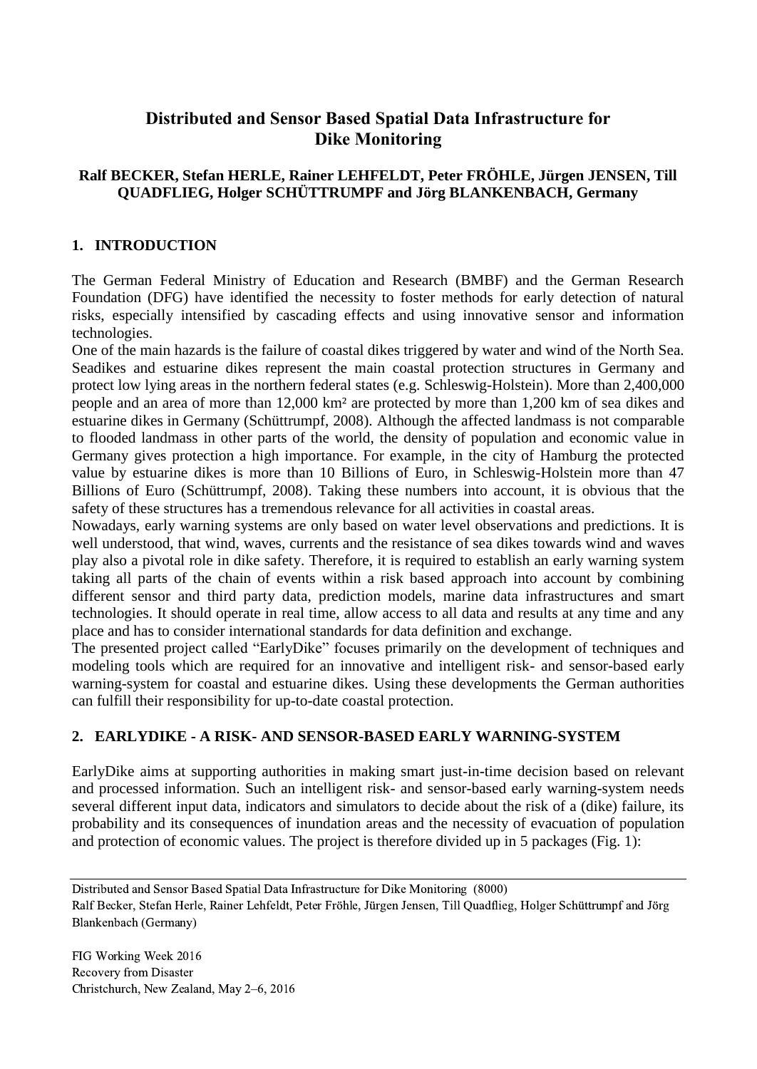# Distributed and Sensor Based Spatial Data Infrastructure for Dike Monitoring

**Ralf BECKER, Stefan HERLE, Rainer LEHFELDT, Peter FRÖHLE, Jürgen JENSEN, Till QUADFLIEG, Holger SCHÜTTRUMPF and Jörg BLANKENBACH, Germany**

## 1. INTRODUCTION

The German Federal Ministry of Education and Research (BMBF) and the German Research Foundation (DFG) have identified the necessity to foster methods for early detection of natural risks, especially intensified by cascading effects and using innovative sensor and information technologies.

One of the main hazards is the failure of coastal dikes triggered by water and wind of the North Sea. Seadikes and estuarine dikes represent the main coastal protection structures in Germany and protect low lying areas in the northern federal states (e.g. Schleswig-Holstein). More than 2,400,000 people and an area of more than 12,000 km² are protected by more than 1,200 km of sea dikes and estuarine dikes in Germany (Schüttrumpf, 2008). Although the affected landmass is not comparable to flooded landmass in other parts of the world, the density of population and economic value in Germany gives protection a high importance. For example, in the city of Hamburg the protected value by estuarine dikes is more than 10 Billions of Euro, in Schleswig-Holstein more than 47 Billions of Euro (Schüttrumpf, 2008). Taking these numbers into account, it is obvious that the safety of these structures has a tremendous relevance for all activities in coastal areas.

Nowadays, early warning systems are only based on water level observations and predictions. It is well understood, that wind, waves, currents and the resistance of sea dikes towards wind and waves play also a pivotal role in dike safety. Therefore, it is required to establish an early warning system taking all parts of the chain of events within a risk based approach into account by combining different sensor and third party data, prediction models, marine data infrastructures and smart technologies. It should operate in real time, allow access to all data and results at any time and any place and has to consider international standards for data definition and exchange.

The presented project called "EarlyDike" focuses primarily on the development of techniques and modeling tools which are required for an innovative and intelligent risk- and sensor-based early warning-system for coastal and estuarine dikes. Using these developments the German authorities can fulfill their responsibility for up-to-date coastal protection.

## 2. EARLYDIKE - A RISK- AND SENSOR-BASED EARLY WARNING-SYSTEM

EarlyDike aims at supporting authorities in making smart just-in-time decision based on relevant and processed information. Such an intelligent risk- and sensor-based early warning-system needs several different input data, indicators and simulators to decide about the risk of a (dike) failure, its probability and its consequences of inundation areas and the necessity of evacuation of population and protection of economic values. The project is therefore divided up in 5 packages (Fig. 1):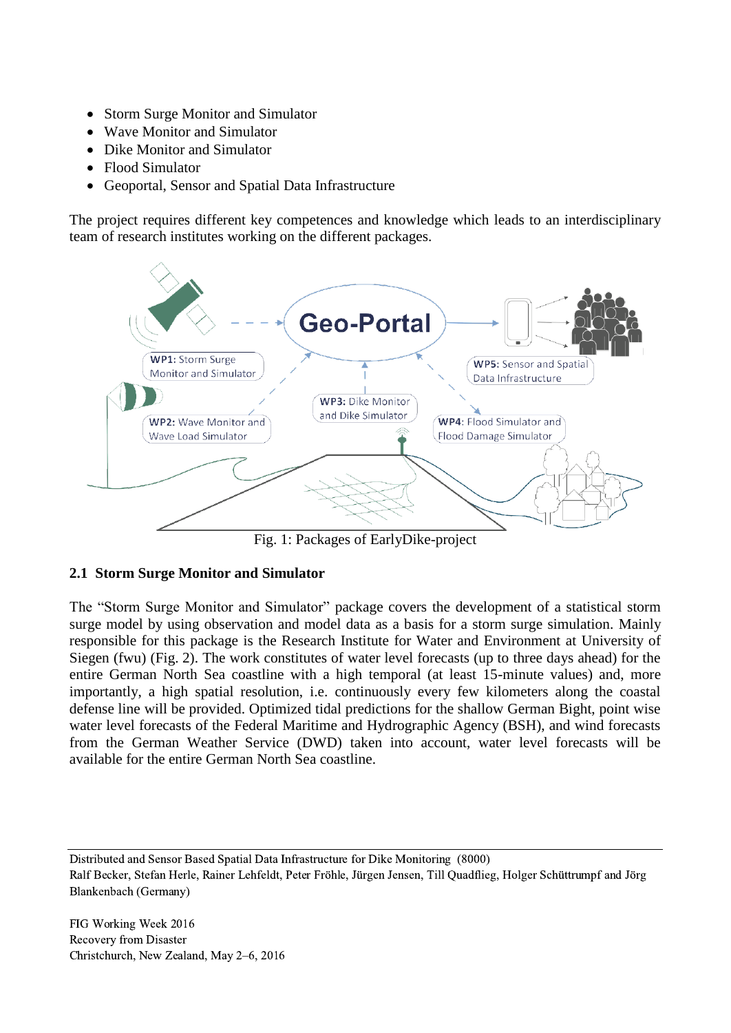- Storm Surge Monitor and Simulator
- Wave Monitor and Simulator
- Dike Monitor and Simulator
- Flood Simulator
- Geoportal, Sensor and Spatial Data Infrastructure

The project requires different key competences and knowledge which leads to an interdisciplinary team of research institutes working on the different packages.

Fig. 1: Packages of EarlyDike-project

## 2.1 Storm Surge Monitor and Simulator

The "Storm Surge Monitor and Simulator" package covers the development of a statistical storm surge model by using observation and model data as a basis for a storm surge simulation. Mainly responsible for this package is the Research Institute for Water and Environment at University of Siegen (fwu) (Fig. 2). The work constitutes of water level forecasts (up to three days ahead) for the entire German North Sea coastline with a high temporal (at least 15-minute values) and, more importantly, a high spatial resolution, i.e. continuously every few kilometers along the coastal defense line will be provided. Optimized tidal predictions for the shallow German Bight, point wise water level forecasts of the Federal Maritime and Hydrographic Agency (BSH), and wind forecasts from the German Weather Service (DWD) taken into account, water level forecasts will be available for the entire German North Sea coastline.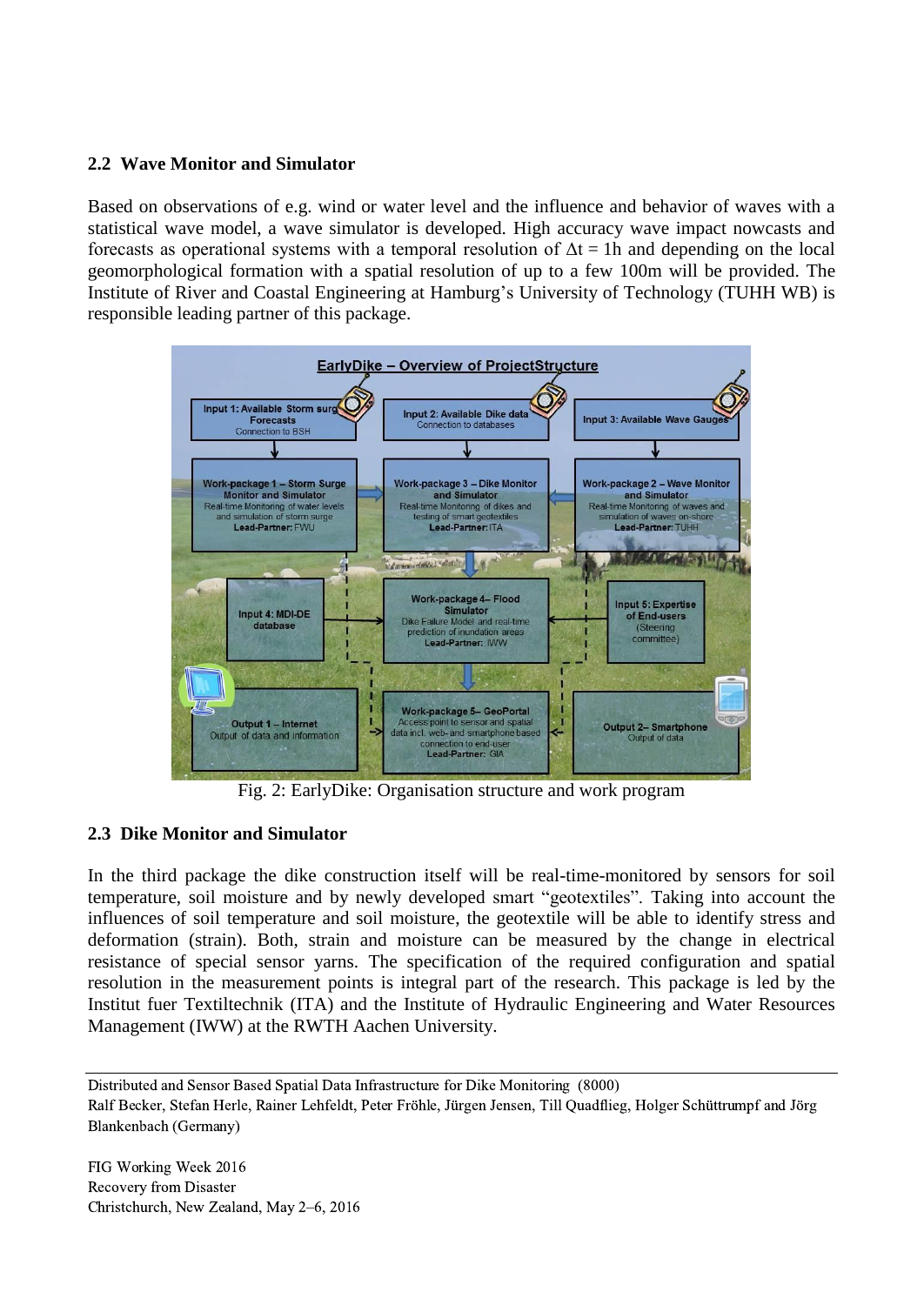### 2.2 Wave Monitor and Simulator

Based on observations of e.g. wind or water level and the influence and behavior of waves with a statistical wave model, a wave simulator is developed. High accuracy wave impact nowcasts and forecasts as operational systems with a temporal resolution of $\Delta t = 1h$ and depending on the local geomorphological formation with a spatial resolution of up to a few 100m will be provided. The Institute of River and Coastal Engineering at Hamburg's University of Technology (TUHH WB) is responsible leading partner of this package.

Fig. 2: EarlyDike: Organisation structure and work program

### 2.3 Dike Monitor and Simulator

In the third package the dike construction itself will be real-time-monitored by sensors for soil temperature, soil moisture and by newly developed smart "geotextiles". Taking into account the influences of soil temperature and soil moisture, the geotextile will be able to identify stress and deformation (strain). Both, strain and moisture can be measured by the change in electrical resistance of special sensor yarns. The specification of the required configuration and spatial resolution in the measurement points is integral part of the research. This package is led by the Institut fuer Textiltechnik (ITA) and the Institute of Hydraulic Engineering and Water Resources Management (IWW) at the RWTH Aachen University.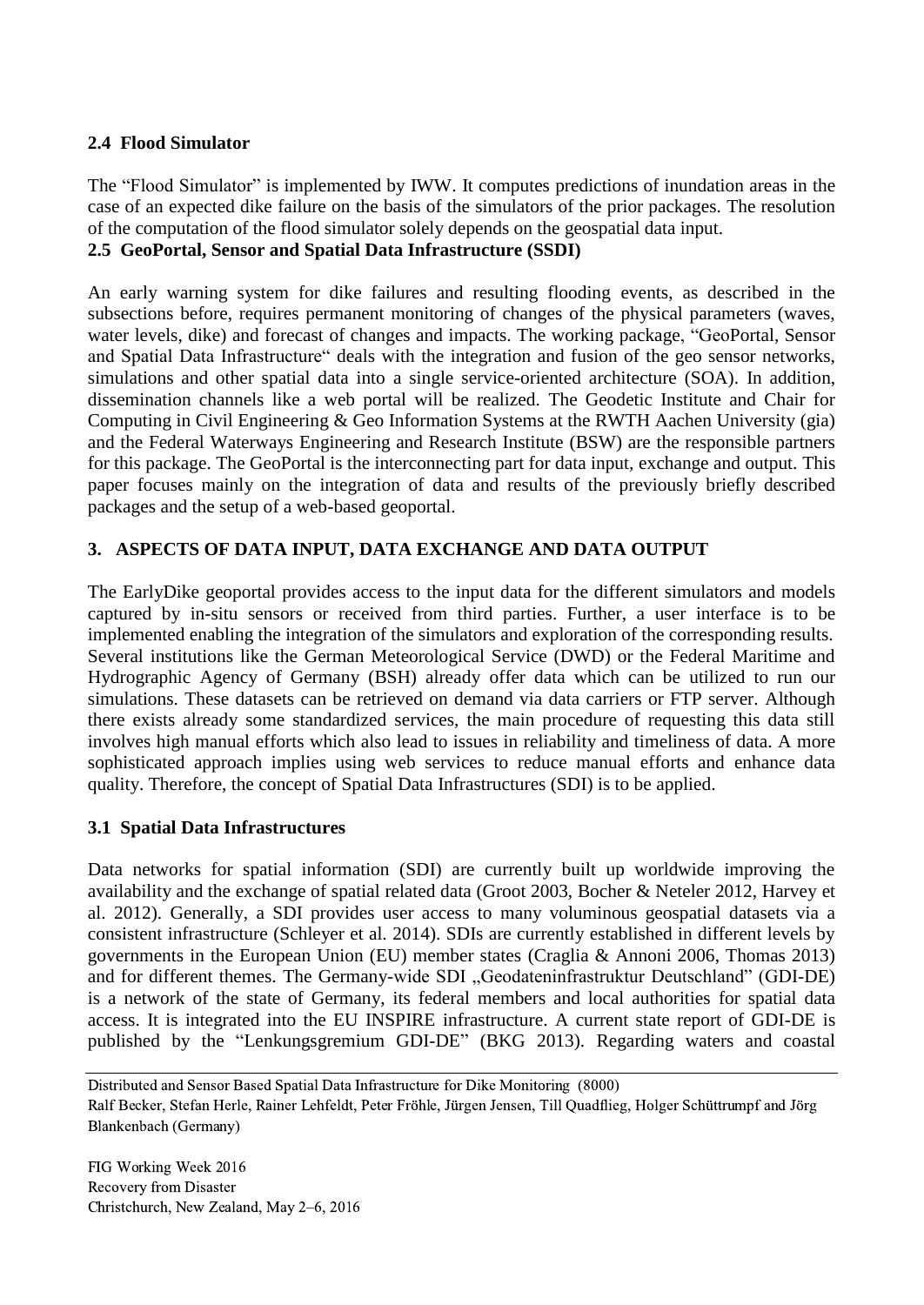### 2.4 Flood Simulator

The "Flood Simulator" is implemented by IWW. It computes predictions of inundation areas in the case of an expected dike failure on the basis of the simulators of the prior packages. The resolution of the computation of the flood simulator solely depends on the geospatial data input.

### 2.5 GeoPortal, Sensor and Spatial Data Infrastructure (SSDI)

An early warning system for dike failures and resulting flooding events, as described in the subsections before, requires permanent monitoring of changes of the physical parameters (waves, water levels, dike) and forecast of changes and impacts. The working package, "GeoPortal, Sensor and Spatial Data Infrastructure" deals with the integration and fusion of the geo sensor networks, simulations and other spatial data into a single service-oriented architecture (SOA). In addition, dissemination channels like a web portal will be realized. The Geodetic Institute and Chair for Computing in Civil Engineering & Geo Information Systems at the RWTH Aachen University (gia) and the Federal Waterways Engineering and Research Institute (BSW) are the responsible partners for this package. The GeoPortal is the interconnecting part for data input, exchange and output. This paper focuses mainly on the integration of data and results of the previously briefly described packages and the setup of a web-based geoportal.

## 3. ASPECTS OF DATA INPUT, DATA EXCHANGE AND DATA OUTPUT

The EarlyDike geoportal provides access to the input data for the different simulators and models captured by in-situ sensors or received from third parties. Further, a user interface is to be implemented enabling the integration of the simulators and exploration of the corresponding results. Several institutions like the German Meteorological Service (DWD) or the Federal Maritime and Hydrographic Agency of Germany (BSH) already offer data which can be utilized to run our simulations. These datasets can be retrieved on demand via data carriers or FTP server. Although there exists already some standardized services, the main procedure of requesting this data still involves high manual efforts which also lead to issues in reliability and timeliness of data. A more sophisticated approach implies using web services to reduce manual efforts and enhance data quality. Therefore, the concept of Spatial Data Infrastructures (SDI) is to be applied.

### 3.1 Spatial Data Infrastructures

Data networks for spatial information (SDI) are currently built up worldwide improving the availability and the exchange of spatial related data (Groot 2003, Bocher & Neteler 2012, Harvey et al. 2012). Generally, a SDI provides user access to many voluminous geospatial datasets via a consistent infrastructure (Schleyer et al. 2014). SDIs are currently established in different levels by governments in the European Union (EU) member states (Craglia & Annoni 2006, Thomas 2013) and for different themes. The Germany-wide SDI „Geodateninfrastruktur Deutschland" (GDI-DE) is a network of the state of Germany, its federal members and local authorities for spatial data access. It is integrated into the EU INSPIRE infrastructure. A current state report of GDI-DE is published by the "Lenkungsgremium GDI-DE" (BKG 2013). Regarding waters and coastal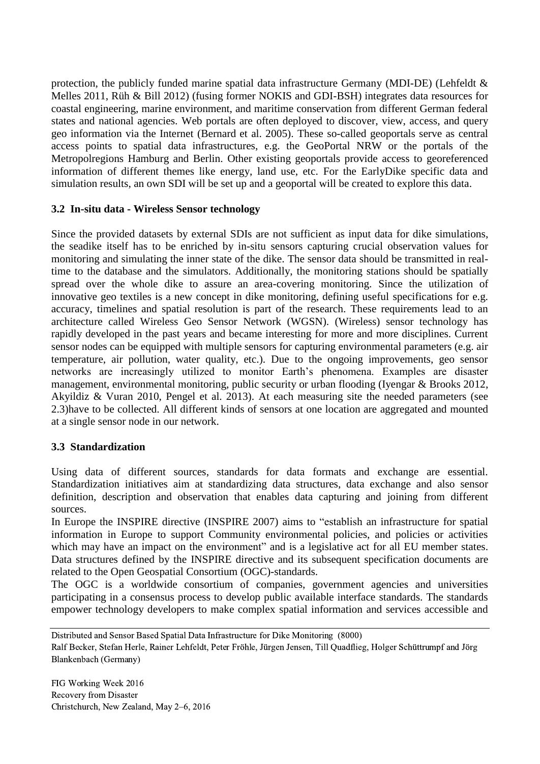protection, the publicly funded marine spatial data infrastructure Germany (MDI-DE) (Lehfeldt & Melles 2011, Rüh & Bill 2012) (fusing former NOKIS and GDI-BSH) integrates data resources for coastal engineering, marine environment, and maritime conservation from different German federal states and national agencies. Web portals are often deployed to discover, view, access, and query geo information via the Internet (Bernard et al. 2005). These so-called geoportals serve as central access points to spatial data infrastructures, e.g. the GeoPortal NRW or the portals of the Metropolregions Hamburg and Berlin. Other existing geoportals provide access to georeferenced information of different themes like energy, land use, etc. For the EarlyDike specific data and simulation results, an own SDI will be set up and a geoportal will be created to explore this data.

### 3.2 In-situ data - Wireless Sensor technology

Since the provided datasets by external SDIs are not sufficient as input data for dike simulations, the seadike itself has to be enriched by in-situ sensors capturing crucial observation values for monitoring and simulating the inner state of the dike. The sensor data should be transmitted in real-time to the database and the simulators. Additionally, the monitoring stations should be spatially spread over the whole dike to assure an area-covering monitoring. Since the utilization of innovative geo textiles is a new concept in dike monitoring, defining useful specifications for e.g. accuracy, timelines and spatial resolution is part of the research. These requirements lead to an architecture called Wireless Geo Sensor Network (WGSN). (Wireless) sensor technology has rapidly developed in the past years and became interesting for more and more disciplines. Current sensor nodes can be equipped with multiple sensors for capturing environmental parameters (e.g. air temperature, air pollution, water quality, etc.). Due to the ongoing improvements, geo sensor networks are increasingly utilized to monitor Earth's phenomena. Examples are disaster management, environmental monitoring, public security or urban flooding (Iyengar & Brooks 2012, Akyildiz & Vuran 2010, Pengel et al. 2013). At each measuring site the needed parameters (see 2.3)have to be collected. All different kinds of sensors at one location are aggregated and mounted at a single sensor node in our network.

### 3.3 Standardization

Using data of different sources, standards for data formats and exchange are essential. Standardization initiatives aim at standardizing data structures, data exchange and also sensor definition, description and observation that enables data capturing and joining from different sources.

In Europe the INSPIRE directive (INSPIRE 2007) aims to "establish an infrastructure for spatial information in Europe to support Community environmental policies, and policies or activities which may have an impact on the environment" and is a legislative act for all EU member states. Data structures defined by the INSPIRE directive and its subsequent specification documents are related to the Open Geospatial Consortium (OGC)-standards.

The OGC is a worldwide consortium of companies, government agencies and universities participating in a consensus process to develop public available interface standards. The standards empower technology developers to make complex spatial information and services accessible and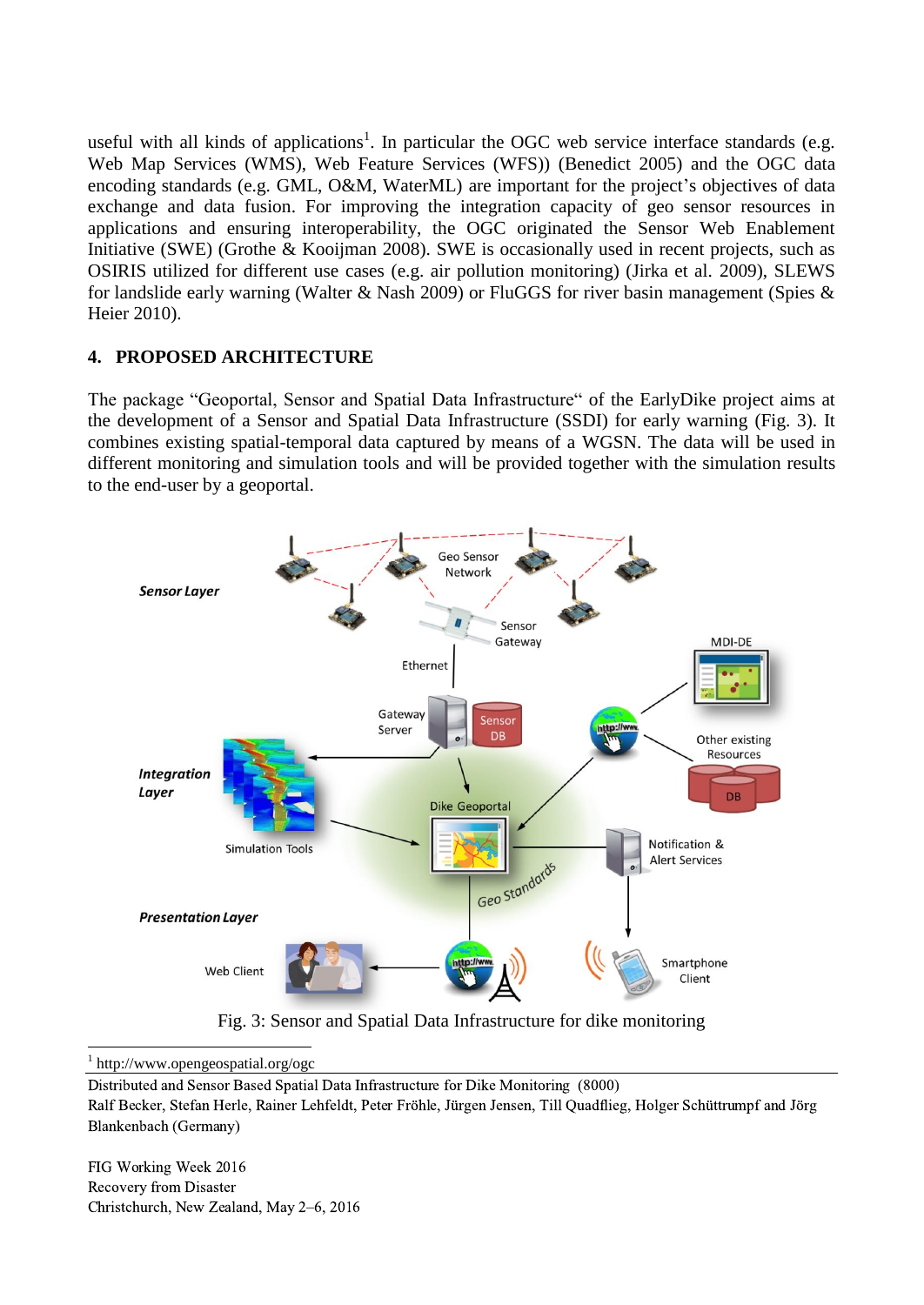useful with all kinds of applications[1]. In particular the OGC web service interface standards (e.g. Web Map Services (WMS), Web Feature Services (WFS)) (Benedict 2005) and the OGC data encoding standards (e.g. GML, O&M, WaterML) are important for the project's objectives of data exchange and data fusion. For improving the integration capacity of geo sensor resources in applications and ensuring interoperability, the OGC originated the Sensor Web Enablement Initiative (SWE) (Grothe & Kooijman 2008). SWE is occasionally used in recent projects, such as OSIRIS utilized for different use cases (e.g. air pollution monitoring) (Jirka et al. 2009), SLEWS for landslide early warning (Walter & Nash 2009) or FluGGS for river basin management (Spies & Heier 2010).

## 4. PROPOSED ARCHITECTURE

The package "Geoportal, Sensor and Spatial Data Infrastructure" of the EarlyDike project aims at the development of a Sensor and Spatial Data Infrastructure (SSDI) for early warning (Fig. 3). It combines existing spatial-temporal data captured by means of a WGSN. The data will be used in different monitoring and simulation tools and will be provided together with the simulation results to the end-user by a geoportal.

Fig. 3: Sensor and Spatial Data Infrastructure for dike monitoring

[1] http://www.opengeospatial.org/ogc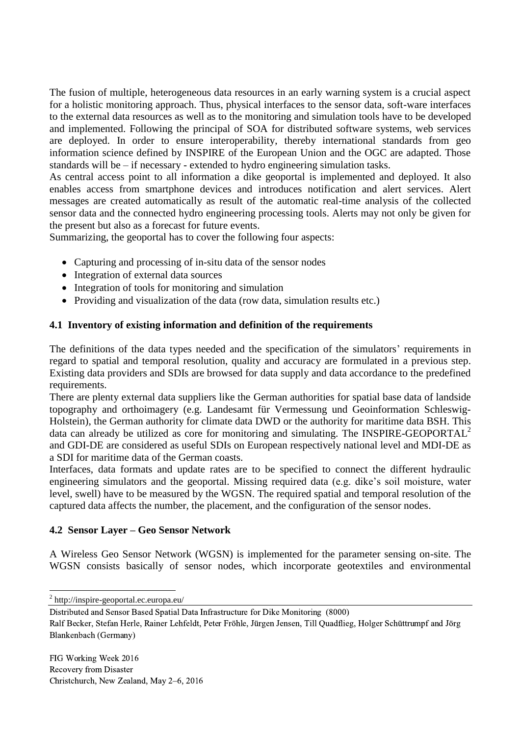The fusion of multiple, heterogeneous data resources in an early warning system is a crucial aspect for a holistic monitoring approach. Thus, physical interfaces to the sensor data, soft-ware interfaces to the external data resources as well as to the monitoring and simulation tools have to be developed and implemented. Following the principal of SOA for distributed software systems, web services are deployed. In order to ensure interoperability, thereby international standards from geo information science defined by INSPIRE of the European Union and the OGC are adapted. Those standards will be – if necessary - extended to hydro engineering simulation tasks.

As central access point to all information a dike geoportal is implemented and deployed. It also enables access from smartphone devices and introduces notification and alert services. Alert messages are created automatically as result of the automatic real-time analysis of the collected sensor data and the connected hydro engineering processing tools. Alerts may not only be given for the present but also as a forecast for future events.

Summarizing, the geoportal has to cover the following four aspects:

- Capturing and processing of in-situ data of the sensor nodes
- Integration of external data sources
- Integration of tools for monitoring and simulation
- Providing and visualization of the data (row data, simulation results etc.)

### 4.1 Inventory of existing information and definition of the requirements

The definitions of the data types needed and the specification of the simulators' requirements in regard to spatial and temporal resolution, quality and accuracy are formulated in a previous step. Existing data providers and SDIs are browsed for data supply and data accordance to the predefined requirements.

There are plenty external data suppliers like the German authorities for spatial base data of landside topography and orthoimagery (e.g. Landesamt für Vermessung und Geoinformation Schleswig-Holstein), the German authority for climate data DWD or the authority for maritime data BSH. This data can already be utilized as core for monitoring and simulating. The INSPIRE-GEOPORTAL[2] and GDI-DE are considered as useful SDIs on European respectively national level and MDI-DE as a SDI for maritime data of the German coasts.

Interfaces, data formats and update rates are to be specified to connect the different hydraulic engineering simulators and the geoportal. Missing required data (e.g. dike's soil moisture, water level, swell) have to be measured by the WGSN. The required spatial and temporal resolution of the captured data affects the number, the placement, and the configuration of the sensor nodes.

### 4.2 Sensor Layer – Geo Sensor Network

A Wireless Geo Sensor Network (WGSN) is implemented for the parameter sensing on-site. The WGSN consists basically of sensor nodes, which incorporate geotextiles and environmental

[2] http://inspire-geoportal.ec.europa.eu/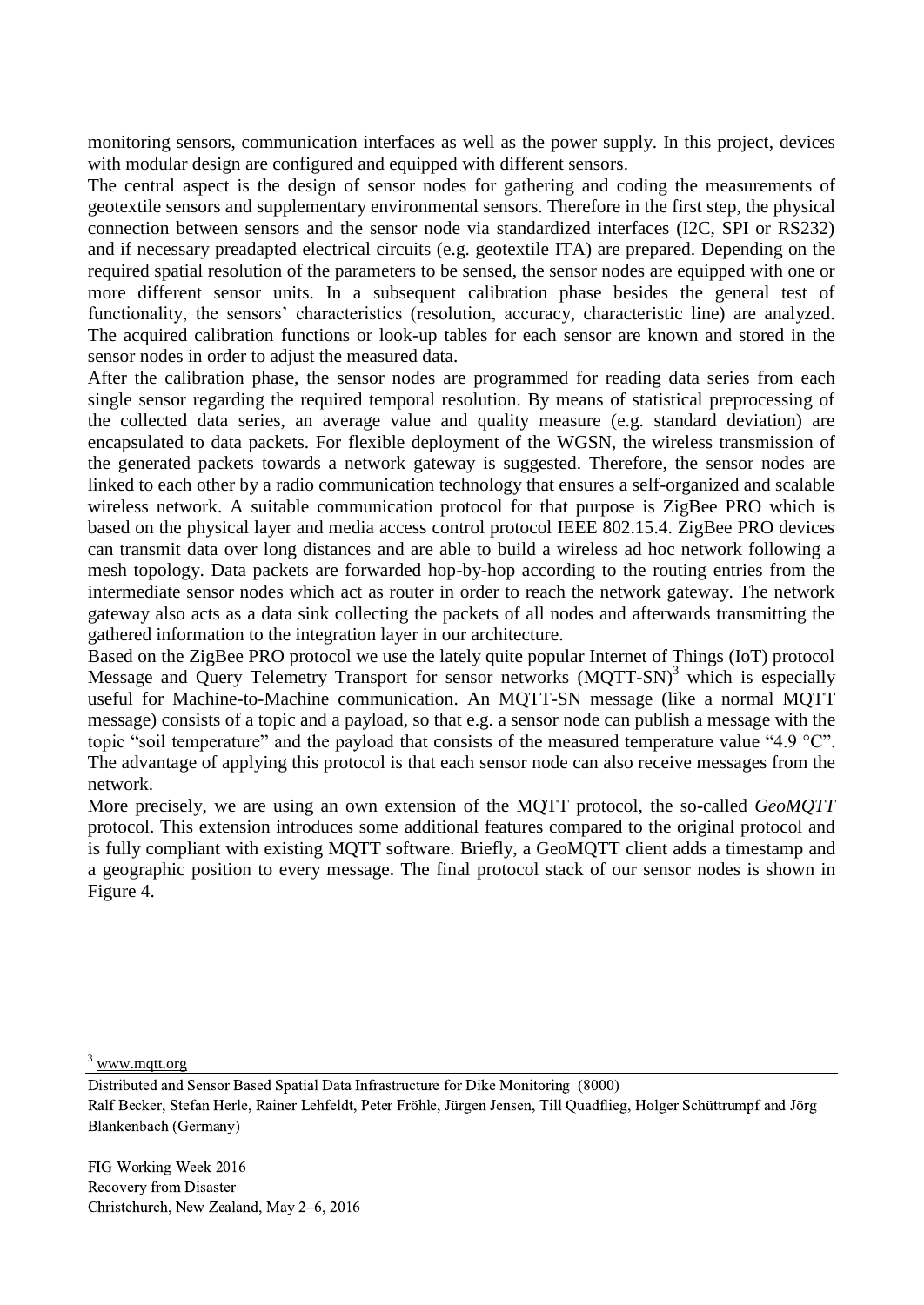monitoring sensors, communication interfaces as well as the power supply. In this project, devices with modular design are configured and equipped with different sensors.

The central aspect is the design of sensor nodes for gathering and coding the measurements of geotextile sensors and supplementary environmental sensors. Therefore in the first step, the physical connection between sensors and the sensor node via standardized interfaces (I2C, SPI or RS232) and if necessary preadapted electrical circuits (e.g. geotextile ITA) are prepared. Depending on the required spatial resolution of the parameters to be sensed, the sensor nodes are equipped with one or more different sensor units. In a subsequent calibration phase besides the general test of functionality, the sensors' characteristics (resolution, accuracy, characteristic line) are analyzed. The acquired calibration functions or look-up tables for each sensor are known and stored in the sensor nodes in order to adjust the measured data.

After the calibration phase, the sensor nodes are programmed for reading data series from each single sensor regarding the required temporal resolution. By means of statistical preprocessing of the collected data series, an average value and quality measure (e.g. standard deviation) are encapsulated to data packets. For flexible deployment of the WGSN, the wireless transmission of the generated packets towards a network gateway is suggested. Therefore, the sensor nodes are linked to each other by a radio communication technology that ensures a self-organized and scalable wireless network. A suitable communication protocol for that purpose is ZigBee PRO which is based on the physical layer and media access control protocol IEEE 802.15.4. ZigBee PRO devices can transmit data over long distances and are able to build a wireless ad hoc network following a mesh topology. Data packets are forwarded hop-by-hop according to the routing entries from the intermediate sensor nodes which act as router in order to reach the network gateway. The network gateway also acts as a data sink collecting the packets of all nodes and afterwards transmitting the gathered information to the integration layer in our architecture.

Based on the ZigBee PRO protocol we use the lately quite popular Internet of Things (IoT) protocol Message and Query Telemetry Transport for sensor networks (MQTT-SN)[3] which is especially useful for Machine-to-Machine communication. An MQTT-SN message (like a normal MQTT message) consists of a topic and a payload, so that e.g. a sensor node can publish a message with the topic "soil temperature" and the payload that consists of the measured temperature value "4.9 °C". The advantage of applying this protocol is that each sensor node can also receive messages from the network.

More precisely, we are using an own extension of the MQTT protocol, the so-called *GeoMQTT* protocol. This extension introduces some additional features compared to the original protocol and is fully compliant with existing MQTT software. Briefly, a GeoMQTT client adds a timestamp and a geographic position to every message. The final protocol stack of our sensor nodes is shown in Figure 4.

[3] www.mqtt.org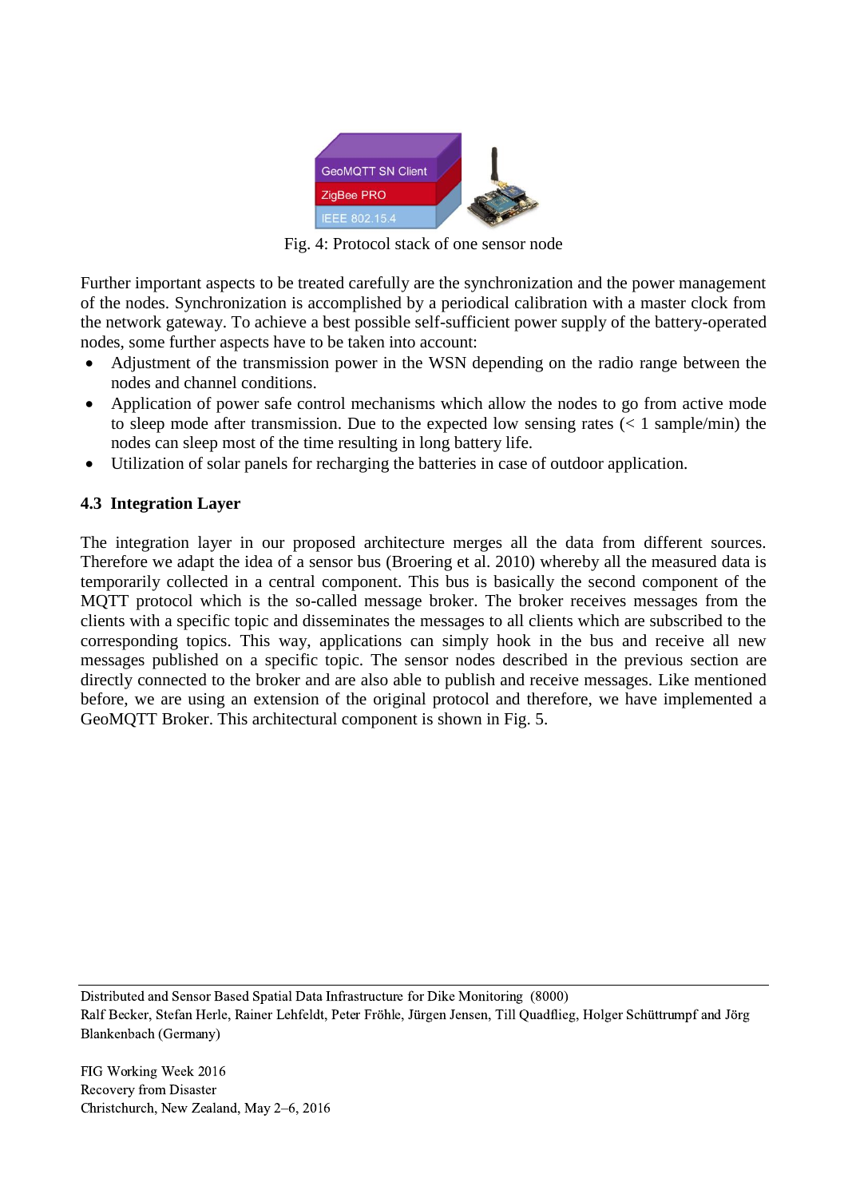Fig. 4: Protocol stack of one sensor node

Further important aspects to be treated carefully are the synchronization and the power management of the nodes. Synchronization is accomplished by a periodical calibration with a master clock from the network gateway. To achieve a best possible self-sufficient power supply of the battery-operated nodes, some further aspects have to be taken into account:

- Adjustment of the transmission power in the WSN depending on the radio range between the nodes and channel conditions.
- Application of power safe control mechanisms which allow the nodes to go from active mode to sleep mode after transmission. Due to the expected low sensing rates (< 1 sample/min) the nodes can sleep most of the time resulting in long battery life.
- Utilization of solar panels for recharging the batteries in case of outdoor application.

### 4.3 Integration Layer

The integration layer in our proposed architecture merges all the data from different sources. Therefore we adapt the idea of a sensor bus (Broering et al. 2010) whereby all the measured data is temporarily collected in a central component. This bus is basically the second component of the MQTT protocol which is the so-called message broker. The broker receives messages from the clients with a specific topic and disseminates the messages to all clients which are subscribed to the corresponding topics. This way, applications can simply hook in the bus and receive all new messages published on a specific topic. The sensor nodes described in the previous section are directly connected to the broker and are also able to publish and receive messages. Like mentioned before, we are using an extension of the original protocol and therefore, we have implemented a GeoMQTT Broker. This architectural component is shown in Fig. 5.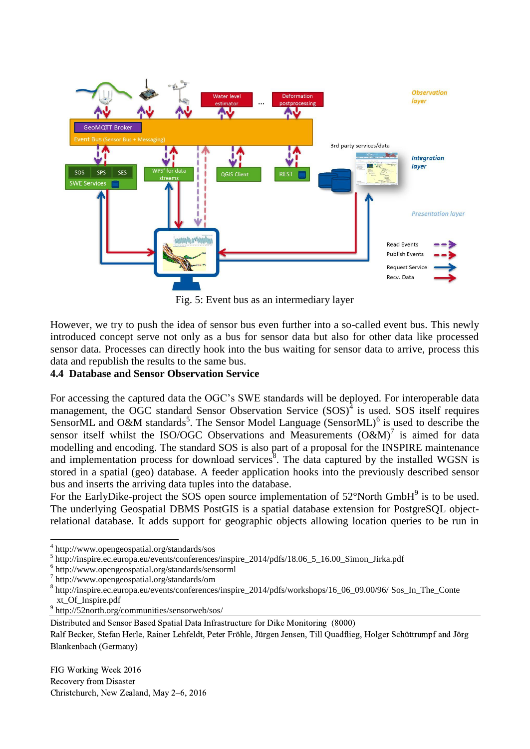Fig. 5: Event bus as an intermediary layer

However, we try to push the idea of sensor bus even further into a so-called event bus. This newly introduced concept serve not only as a bus for sensor data but also for other data like processed sensor data. Processes can directly hook into the bus waiting for sensor data to arrive, process this data and republish the results to the same bus.

### 4.4 Database and Sensor Observation Service

For accessing the captured data the OGC's SWE standards will be deployed. For interoperable data management, the OGC standard Sensor Observation Service (SOS)[4] is used. SOS itself requires SensorML and O&M standards[5]. The Sensor Model Language (SensorML)[6] is used to describe the sensor itself whilst the ISO/OGC Observations and Measurements (O&M)[7] is aimed for data modelling and encoding. The standard SOS is also part of a proposal for the INSPIRE maintenance and implementation process for download services[8]. The data captured by the installed WGSN is stored in a spatial (geo) database. A feeder application hooks into the previously described sensor bus and inserts the arriving data tuples into the database.

For the EarlyDike-project the SOS open source implementation of 52°North GmbH[9] is to be used. The underlying Geospatial DBMS PostGIS is a spatial database extension for PostgreSQL object-relational database. It adds support for geographic objects allowing location queries to be run in

---

[4] http://www.opengeospatial.org/standards/sos
[5] http://inspire.ec.europa.eu/events/conferences/inspire_2014/pdfs/18.06_5_16.00_Simon_Jirka.pdf
[6] http://www.opengeospatial.org/standards/sensorml
[7] http://www.opengeospatial.org/standards/om
[8] http://inspire.ec.europa.eu/events/conferences/inspire_2014/pdfs/workshops/16_06_09.00/96/ Sos_In_The_Context_Of_Inspire.pdf
[9] http://52north.org/communities/sensorweb/sos/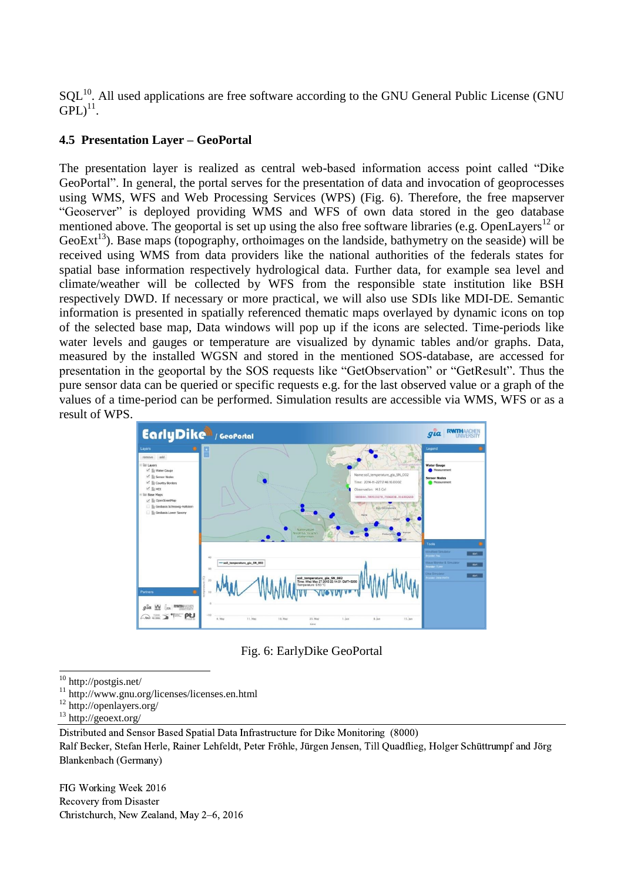SQL[10]. All used applications are free software according to the GNU General Public License (GNU GPL)[11].

### 4.5 Presentation Layer – GeoPortal

The presentation layer is realized as central web-based information access point called "Dike GeoPortal". In general, the portal serves for the presentation of data and invocation of geoprocesses using WMS, WFS and Web Processing Services (WPS) (Fig. 6). Therefore, the free mapserver "Geoserver" is deployed providing WMS and WFS of own data stored in the geo database mentioned above. The geoportal is set up using the also free software libraries (e.g. OpenLayers[12] or GeoExt[13]). Base maps (topography, orthoimages on the landside, bathymetry on the seaside) will be received using WMS from data providers like the national authorities of the federals states for spatial base information respectively hydrological data. Further data, for example sea level and climate/weather will be collected by WFS from the responsible state institution like BSH respectively DWD. If necessary or more practical, we will also use SDIs like MDI-DE. Semantic information is presented in spatially referenced thematic maps overlayed by dynamic icons on top of the selected base map, Data windows will pop up if the icons are selected. Time-periods like water levels and gauges or temperature are visualized by dynamic tables and/or graphs. Data, measured by the installed WGSN and stored in the mentioned SOS-database, are accessed for presentation in the geoportal by the SOS requests like "GetObservation" or "GetResult". Thus the pure sensor data can be queried or specific requests e.g. for the last observed value or a graph of the values of a time-period can be performed. Simulation results are accessible via WMS, WFS or as a result of WPS.

Fig. 6: EarlyDike GeoPortal

[10] http://postgis.net/
[11] http://www.gnu.org/licenses/licenses.en.html
[12] http://openlayers.org/
[13] http://geoext.org/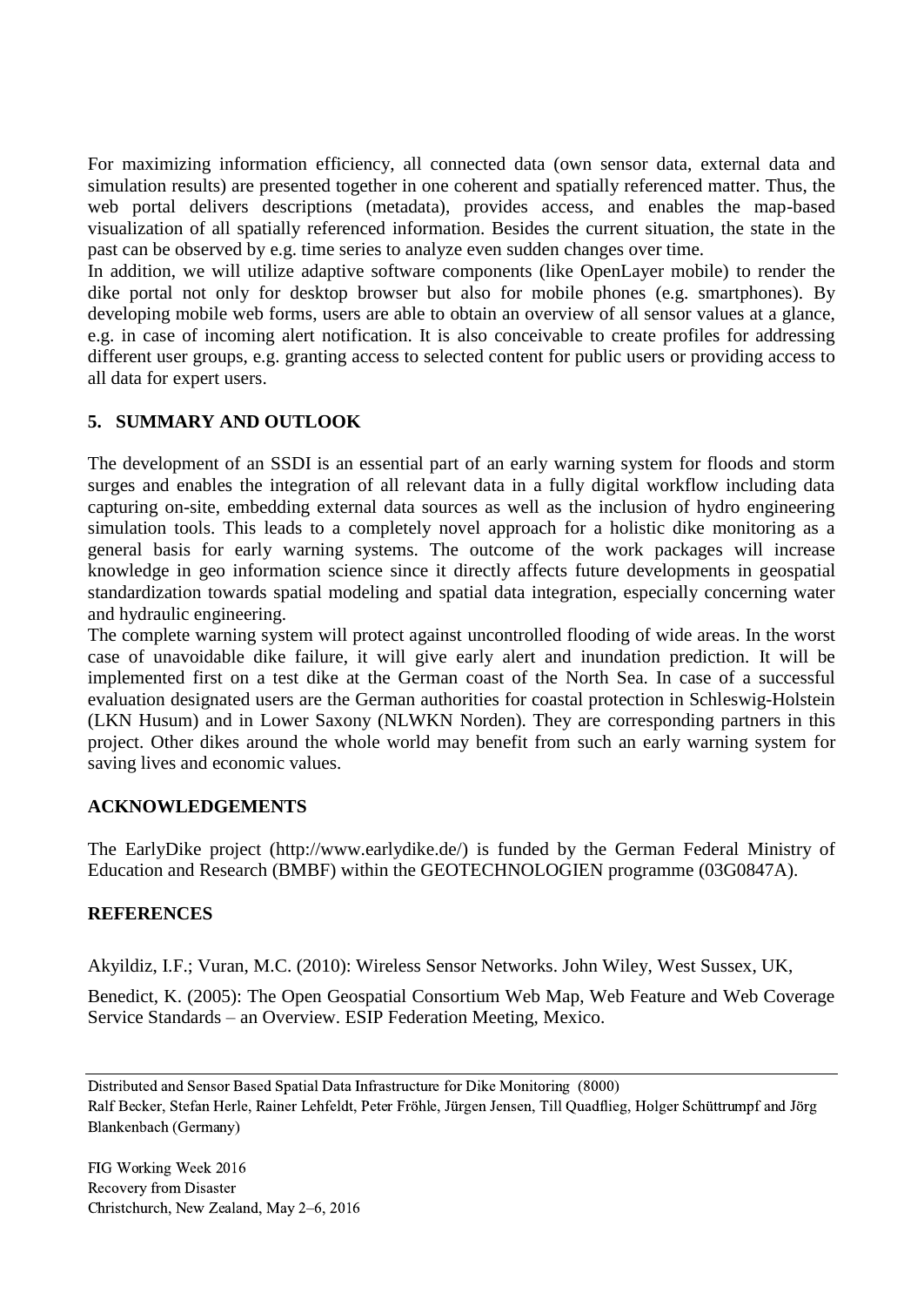For maximizing information efficiency, all connected data (own sensor data, external data and simulation results) are presented together in one coherent and spatially referenced matter. Thus, the web portal delivers descriptions (metadata), provides access, and enables the map-based visualization of all spatially referenced information. Besides the current situation, the state in the past can be observed by e.g. time series to analyze even sudden changes over time.
In addition, we will utilize adaptive software components (like OpenLayer mobile) to render the dike portal not only for desktop browser but also for mobile phones (e.g. smartphones). By developing mobile web forms, users are able to obtain an overview of all sensor values at a glance, e.g. in case of incoming alert notification. It is also conceivable to create profiles for addressing different user groups, e.g. granting access to selected content for public users or providing access to all data for expert users.

## 5. SUMMARY AND OUTLOOK

The development of an SSDI is an essential part of an early warning system for floods and storm surges and enables the integration of all relevant data in a fully digital workflow including data capturing on-site, embedding external data sources as well as the inclusion of hydro engineering simulation tools. This leads to a completely novel approach for a holistic dike monitoring as a general basis for early warning systems. The outcome of the work packages will increase knowledge in geo information science since it directly affects future developments in geospatial standardization towards spatial modeling and spatial data integration, especially concerning water and hydraulic engineering.
The complete warning system will protect against uncontrolled flooding of wide areas. In the worst case of unavoidable dike failure, it will give early alert and inundation prediction. It will be implemented first on a test dike at the German coast of the North Sea. In case of a successful evaluation designated users are the German authorities for coastal protection in Schleswig-Holstein (LKN Husum) and in Lower Saxony (NLWKN Norden). They are corresponding partners in this project. Other dikes around the whole world may benefit from such an early warning system for saving lives and economic values.

## ACKNOWLEDGEMENTS

The EarlyDike project (http://www.earlydike.de/) is funded by the German Federal Ministry of Education and Research (BMBF) within the GEOTECHNOLOGIEN programme (03G0847A).

## REFERENCES

Akyildiz, I.F.; Vuran, M.C. (2010): Wireless Sensor Networks. John Wiley, West Sussex, UK,

Benedict, K. (2005): The Open Geospatial Consortium Web Map, Web Feature and Web Coverage Service Standards – an Overview. ESIP Federation Meeting, Mexico.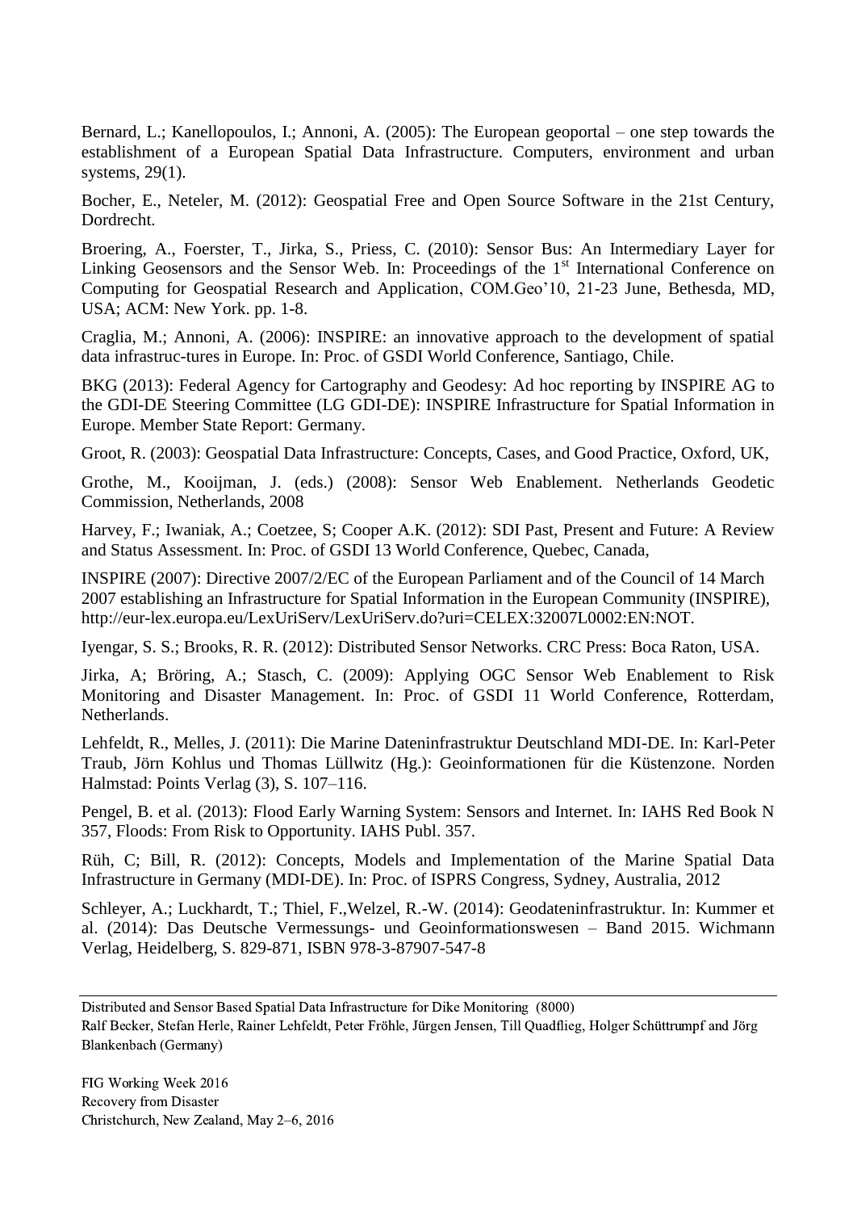Bernard, L.; Kanellopoulos, I.; Annoni, A. (2005): The European geoportal – one step towards the establishment of a European Spatial Data Infrastructure. Computers, environment and urban systems, 29(1).

Bocher, E., Neteler, M. (2012): Geospatial Free and Open Source Software in the 21st Century, Dordrecht.

Broering, A., Foerster, T., Jirka, S., Priess, C. (2010): Sensor Bus: An Intermediary Layer for Linking Geosensors and the Sensor Web. In: Proceedings of the 1st International Conference on Computing for Geospatial Research and Application, COM.Geo'10, 21-23 June, Bethesda, MD, USA; ACM: New York. pp. 1-8.

Craglia, M.; Annoni, A. (2006): INSPIRE: an innovative approach to the development of spatial data infrastruc-tures in Europe. In: Proc. of GSDI World Conference, Santiago, Chile.

BKG (2013): Federal Agency for Cartography and Geodesy: Ad hoc reporting by INSPIRE AG to the GDI-DE Steering Committee (LG GDI-DE): INSPIRE Infrastructure for Spatial Information in Europe. Member State Report: Germany.

Groot, R. (2003): Geospatial Data Infrastructure: Concepts, Cases, and Good Practice, Oxford, UK,

Grothe, M., Kooijman, J. (eds.) (2008): Sensor Web Enablement. Netherlands Geodetic Commission, Netherlands, 2008

Harvey, F.; Iwaniak, A.; Coetzee, S; Cooper A.K. (2012): SDI Past, Present and Future: A Review and Status Assessment. In: Proc. of GSDI 13 World Conference, Quebec, Canada,

INSPIRE (2007): Directive 2007/2/EC of the European Parliament and of the Council of 14 March 2007 establishing an Infrastructure for Spatial Information in the European Community (INSPIRE), http://eur-lex.europa.eu/LexUriServ/LexUriServ.do?uri=CELEX:32007L0002:EN:NOT.

Iyengar, S. S.; Brooks, R. R. (2012): Distributed Sensor Networks. CRC Press: Boca Raton, USA.

Jirka, A; Bröring, A.; Stasch, C. (2009): Applying OGC Sensor Web Enablement to Risk Monitoring and Disaster Management. In: Proc. of GSDI 11 World Conference, Rotterdam, Netherlands.

Lehfeldt, R., Melles, J. (2011): Die Marine Dateninfrastruktur Deutschland MDI-DE. In: Karl-Peter Traub, Jörn Kohlus und Thomas Lüllwitz (Hg.): Geoinformationen für die Küstenzone. Norden Halmstad: Points Verlag (3), S. 107–116.

Pengel, B. et al. (2013): Flood Early Warning System: Sensors and Internet. In: IAHS Red Book N 357, Floods: From Risk to Opportunity. IAHS Publ. 357.

Rüh, C; Bill, R. (2012): Concepts, Models and Implementation of the Marine Spatial Data Infrastructure in Germany (MDI-DE). In: Proc. of ISPRS Congress, Sydney, Australia, 2012

Schleyer, A.; Luckhardt, T.; Thiel, F.,Welzel, R.-W. (2014): Geodateninfrastruktur. In: Kummer et al. (2014): Das Deutsche Vermessungs- und Geoinformationswesen – Band 2015. Wichmann Verlag, Heidelberg, S. 829-871, ISBN 978-3-87907-547-8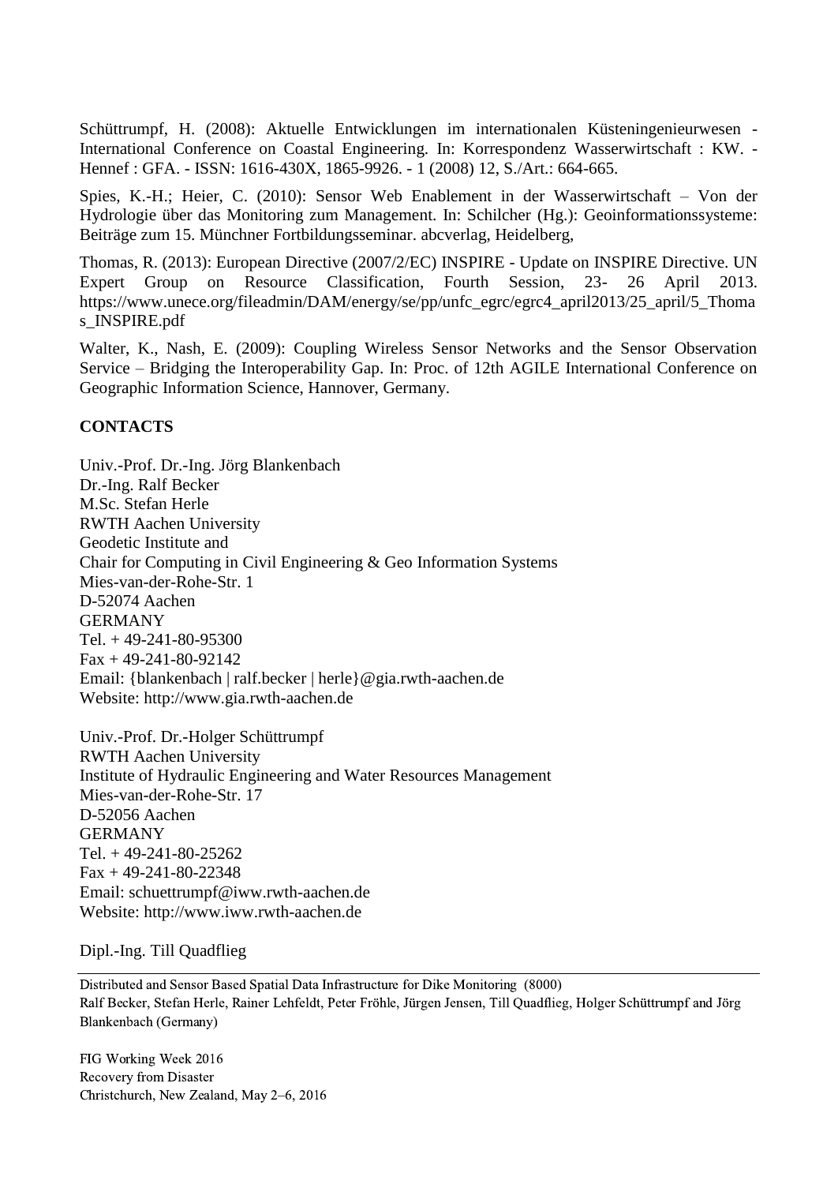Schüttrumpf, H. (2008): Aktuelle Entwicklungen im internationalen Küsteningenieurwesen - International Conference on Coastal Engineering. In: Korrespondenz Wasserwirtschaft : KW. - Hennef : GFA. - ISSN: 1616-430X, 1865-9926. - 1 (2008) 12, S./Art.: 664-665.

Spies, K.-H.; Heier, C. (2010): Sensor Web Enablement in der Wasserwirtschaft – Von der Hydrologie über das Monitoring zum Management. In: Schilcher (Hg.): Geoinformationssysteme: Beiträge zum 15. Münchner Fortbildungsseminar. abcverlag, Heidelberg,

Thomas, R. (2013): European Directive (2007/2/EC) INSPIRE - Update on INSPIRE Directive. UN Expert Group on Resource Classification, Fourth Session, 23- 26 April 2013. https://www.unece.org/fileadmin/DAM/energy/se/pp/unfc_egrc/egrc4_april2013/25_april/5_Thomas_INSPIRE.pdf

Walter, K., Nash, E. (2009): Coupling Wireless Sensor Networks and the Sensor Observation Service – Bridging the Interoperability Gap. In: Proc. of 12th AGILE International Conference on Geographic Information Science, Hannover, Germany.

## CONTACTS

Univ.-Prof. Dr.-Ing. Jörg Blankenbach
Dr.-Ing. Ralf Becker
M.Sc. Stefan Herle
RWTH Aachen University
Geodetic Institute and
Chair for Computing in Civil Engineering & Geo Information Systems
Mies-van-der-Rohe-Str. 1
D-52074 Aachen
GERMANY
Tel. + 49-241-80-95300
Fax + 49-241-80-92142
Email: {blankenbach | ralf.becker | herle}@gia.rwth-aachen.de
Website: http://www.gia.rwth-aachen.de

Univ.-Prof. Dr.-Holger Schüttrumpf
RWTH Aachen University
Institute of Hydraulic Engineering and Water Resources Management
Mies-van-der-Rohe-Str. 17
D-52056 Aachen
GERMANY
Tel. + 49-241-80-25262
Fax + 49-241-80-22348
Email: schuettrumpf@iww.rwth-aachen.de
Website: http://www.iww.rwth-aachen.de

Dipl.-Ing. Till Quadflieg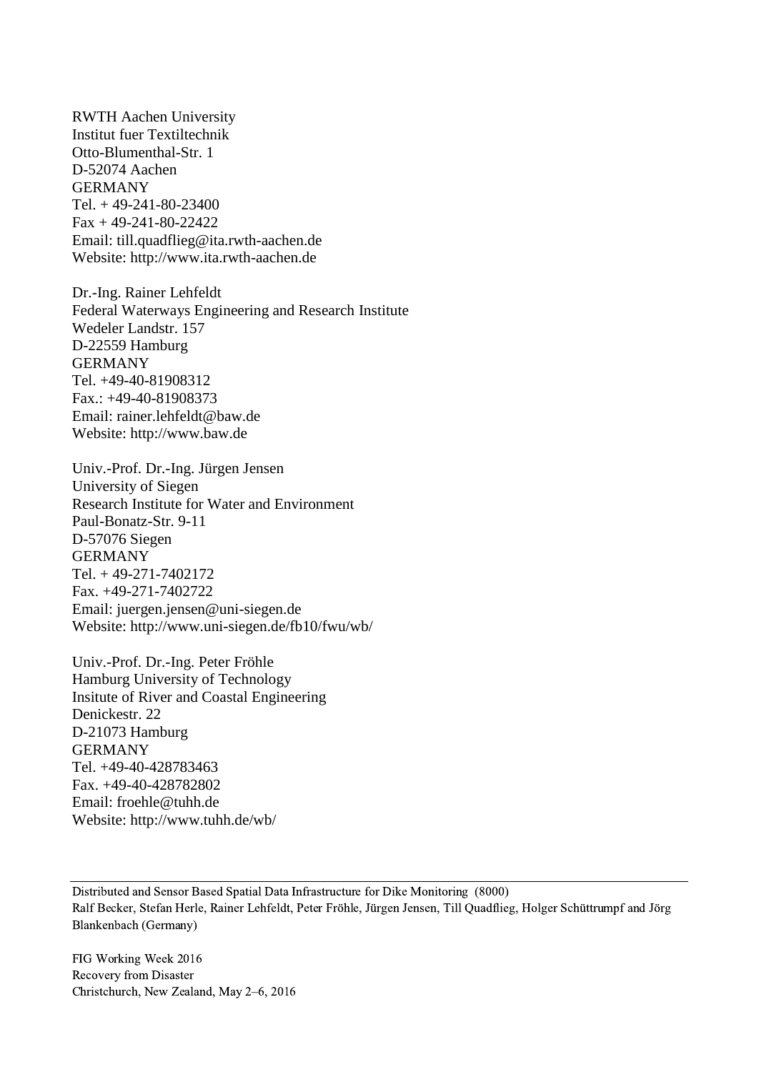RWTH Aachen University
Institut fuer Textiltechnik
Otto-Blumenthal-Str. 1
D-52074 Aachen
GERMANY
Tel. + 49-241-80-23400
Fax + 49-241-80-22422
Email: till.quadflieg@ita.rwth-aachen.de
Website: http://www.ita.rwth-aachen.de

Dr.-Ing. Rainer Lehfeldt
Federal Waterways Engineering and Research Institute
Wedeler Landstr. 157
D-22559 Hamburg
GERMANY
Tel. +49-40-81908312
Fax.: +49-40-81908373
Email: rainer.lehfeldt@baw.de
Website: http://www.baw.de

Univ.-Prof. Dr.-Ing. Jürgen Jensen
University of Siegen
Research Institute for Water and Environment
Paul-Bonatz-Str. 9-11
D-57076 Siegen
GERMANY
Tel. + 49-271-7402172
Fax. +49-271-7402722
Email: juergen.jensen@uni-siegen.de
Website: http://www.uni-siegen.de/fb10/fwu/wb/

Univ.-Prof. Dr.-Ing. Peter Fröhle
Hamburg University of Technology
Insitute of River and Coastal Engineering
Denickestr. 22
D-21073 Hamburg
GERMANY
Tel. +49-40-428783463
Fax. +49-40-428782802
Email: froehle@tuhh.de
Website: http://www.tuhh.de/wb/